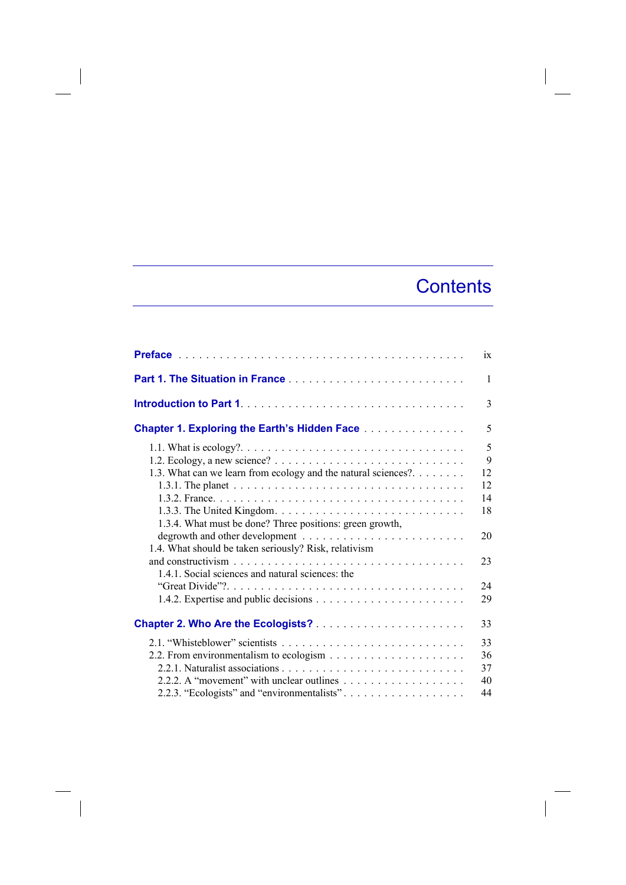# Contents

Preface . . . . . . . . . . . . . . . . . . . . . . . . . . . . . . . . . . . . . . . . . ix

Part 1. The Situation in France . . . . . . . . . . . . . . . . . . . . . . . . . 1

Introduction to Part 1 . . . . . . . . . . . . . . . . . . . . . . . . . . . . . . . 3

Chapter 1. Exploring the Earth's Hidden Face . . . . . . . . . . . . . . . 5

1.1. What is ecology? . . . . . . . . . . . . . . . . . . . . . . . . . . . . . . . 5
1.2. Ecology, a new science? . . . . . . . . . . . . . . . . . . . . . . . . . . 9
1.3. What can we learn from ecology and the natural sciences? . . . . . . . . 12
1.3.1. The planet . . . . . . . . . . . . . . . . . . . . . . . . . . . . . . . . 12
1.3.2. France . . . . . . . . . . . . . . . . . . . . . . . . . . . . . . . . . . 14
1.3.3. The United Kingdom . . . . . . . . . . . . . . . . . . . . . . . . . . 18
1.3.4. What must be done? Three positions: green growth, degrowth and other development . . . . . . . . . . . . . . . . . . . . . . . . 20
1.4. What should be taken seriously? Risk, relativism and constructivism . . . . . . . . . . . . . . . . . . . . . . . . . . . . . . . . . 23
1.4.1. Social sciences and natural sciences: the "Great Divide"? . . . . . . . . . . . . . . . . . . . . . . . . . . . . . . . . . . 24
1.4.2. Expertise and public decisions . . . . . . . . . . . . . . . . . . . . . 29

Chapter 2. Who Are the Ecologists? . . . . . . . . . . . . . . . . . . . . . 33

2.1. "Whisteblower" scientists . . . . . . . . . . . . . . . . . . . . . . . . . 33
2.2. From environmentalism to ecologism . . . . . . . . . . . . . . . . . . . 36
2.2.1. Naturalist associations . . . . . . . . . . . . . . . . . . . . . . . . . 37
2.2.2. A "movement" with unclear outlines . . . . . . . . . . . . . . . . . . 40
2.2.3. "Ecologists" and "environmentalists" . . . . . . . . . . . . . . . . . 44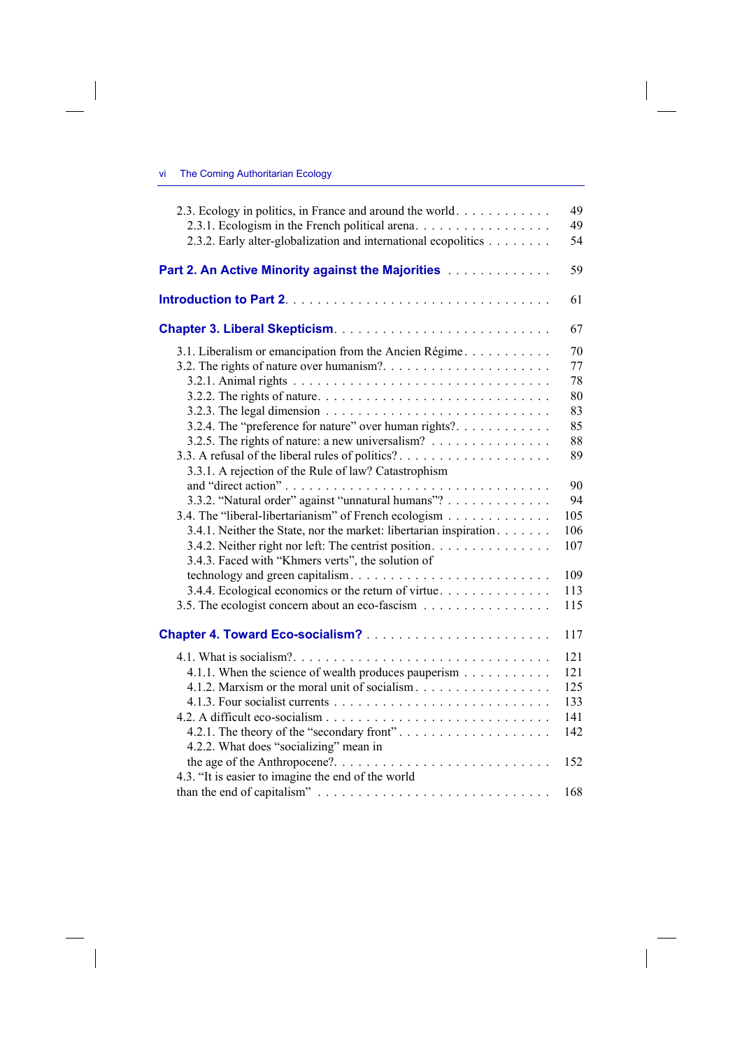2.3. Ecology in politics, in France and around the world . . . . . . . . . . . 49
2.3.1. Ecologism in the French political arena . . . . . . . . . . . . . . . . . 49
2.3.2. Early alter-globalization and international ecopolitics . . . . . . . . 54

**Part 2. An Active Minority against the Majorities** . . . . . . . . . . . . . 59

**Introduction to Part 2** . . . . . . . . . . . . . . . . . . . . . . . . . . . . . . 61

**Chapter 3. Liberal Skepticism** . . . . . . . . . . . . . . . . . . . . . . . . . 67

3.1. Liberalism or emancipation from the Ancien Régime . . . . . . . . . . . 70
3.2. The rights of nature over humanism? . . . . . . . . . . . . . . . . . . . . 77
3.2.1. Animal rights . . . . . . . . . . . . . . . . . . . . . . . . . . . . . . . . 78
3.2.2. The rights of nature . . . . . . . . . . . . . . . . . . . . . . . . . . . . 80
3.2.3. The legal dimension . . . . . . . . . . . . . . . . . . . . . . . . . . . . 83
3.2.4. The "preference for nature" over human rights? . . . . . . . . . . . 85
3.2.5. The rights of nature: a new universalism? . . . . . . . . . . . . . . . 88
3.3. A refusal of the liberal rules of politics? . . . . . . . . . . . . . . . . . . 89
3.3.1. A rejection of the Rule of law? Catastrophism and "direct action" . . . . . . . . . . . . . . . . . . . . . . . . . . . . . . . 90
3.3.2. "Natural order" against "unnatural humans"? . . . . . . . . . . . . . 94
3.4. The "liberal-libertarianism" of French ecologism . . . . . . . . . . . . . 105
3.4.1. Neither the State, nor the market: libertarian inspiration . . . . . . . 106
3.4.2. Neither right nor left: The centrist position . . . . . . . . . . . . . . . 107
3.4.3. Faced with "Khmers verts", the solution of technology and green capitalism . . . . . . . . . . . . . . . . . . . . . . . . 109
3.4.4. Ecological economics or the return of virtue . . . . . . . . . . . . . 113
3.5. The ecologist concern about an eco-fascism . . . . . . . . . . . . . . . . 115

**Chapter 4. Toward Eco-socialism?** . . . . . . . . . . . . . . . . . . . . . . . 117

4.1. What is socialism? . . . . . . . . . . . . . . . . . . . . . . . . . . . . . . 121
4.1.1. When the science of wealth produces pauperism . . . . . . . . . . . 121
4.1.2. Marxism or the moral unit of socialism . . . . . . . . . . . . . . . . . 125
4.1.3. Four socialist currents . . . . . . . . . . . . . . . . . . . . . . . . . . . 133
4.2. A difficult eco-socialism . . . . . . . . . . . . . . . . . . . . . . . . . . . 141
4.2.1. The theory of the "secondary front" . . . . . . . . . . . . . . . . . . . 142
4.2.2. What does "socializing" mean in the age of the Anthropocene? . . . . . . . . . . . . . . . . . . . . . . . . . . 152
4.3. "It is easier to imagine the end of the world than the end of capitalism" . . . . . . . . . . . . . . . . . . . . . . . . . . . 168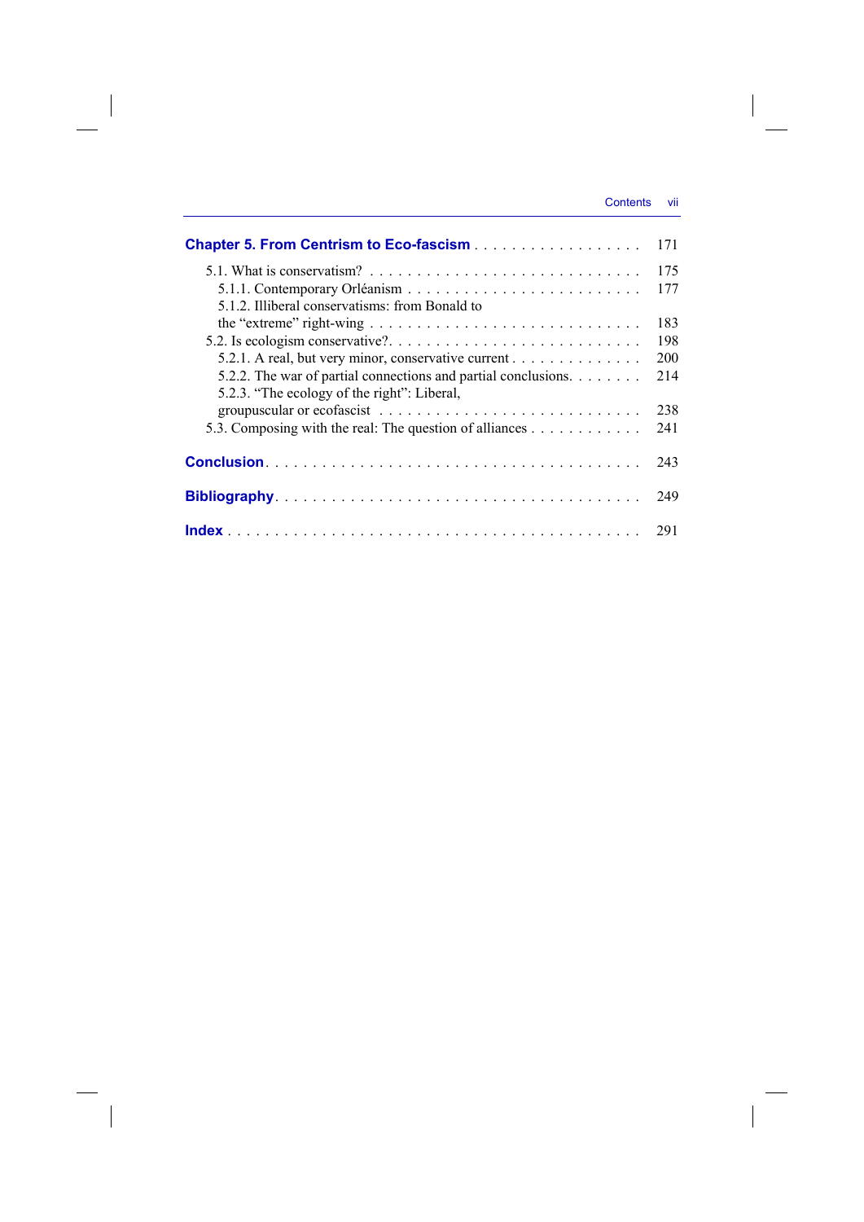**Chapter 5. From Centrism to Eco-fascism** . . . . . . . . . . . . . . . . . . 171

5.1. What is conservatism? . . . . . . . . . . . . . . . . . . . . . . . . . . . 175

5.1.1. Contemporary Orléanism . . . . . . . . . . . . . . . . . . . . . . . . 177

5.1.2. Illiberal conservatisms: from Bonald to the “extreme” right-wing . . . . . . . . . . . . . . . . . . . . . . . . . . . . . 183

5.2. Is ecologism conservative?. . . . . . . . . . . . . . . . . . . . . . . . . . 198

5.2.1. A real, but very minor, conservative current . . . . . . . . . . . . . 200

5.2.2. The war of partial connections and partial conclusions. . . . . . . . 214

5.2.3. “The ecology of the right”: Liberal, groupuscular or ecofascist . . . . . . . . . . . . . . . . . . . . . . . . . . . 238

5.3. Composing with the real: The question of alliances . . . . . . . . . . . 241

**Conclusion** . . . . . . . . . . . . . . . . . . . . . . . . . . . . . . . . . . . . . 243

**Bibliography** . . . . . . . . . . . . . . . . . . . . . . . . . . . . . . . . . . . . 249

**Index** . . . . . . . . . . . . . . . . . . . . . . . . . . . . . . . . . . . . . . . . 291